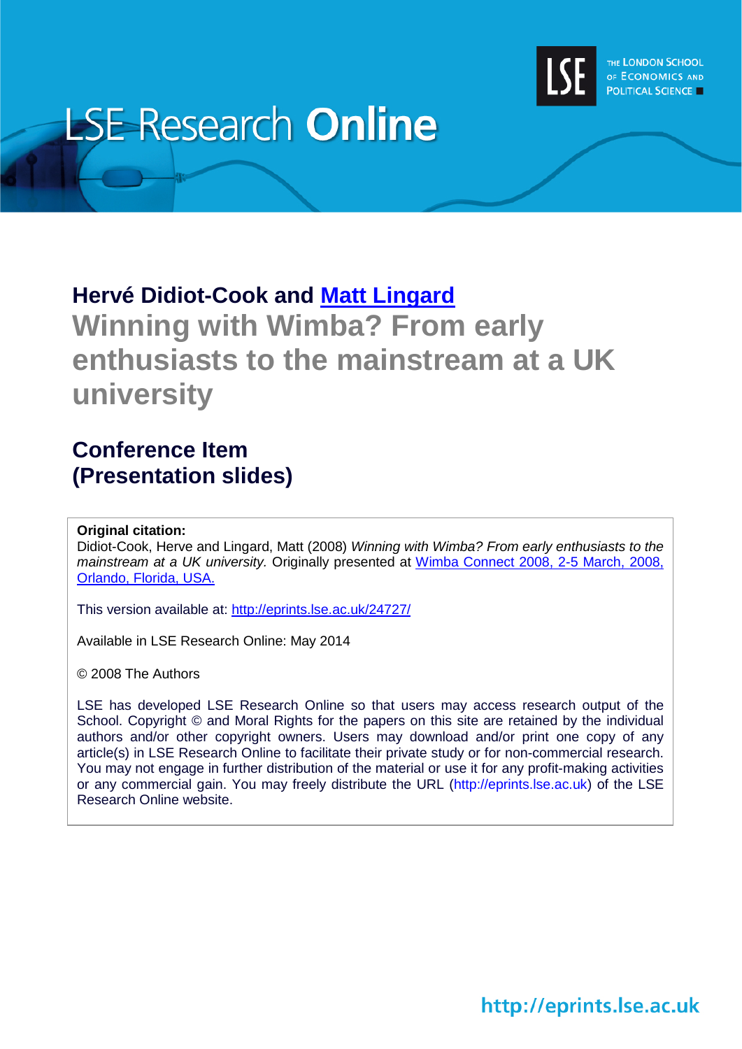LSE Research **Online**

THE LONDON SCHOOL OF ECONOMICS AND POLITICAL SCIENCE

**Hervé Didiot-Cook and Matt Lingard**

# Winning with Wimba? From early enthusiasts to the mainstream at a UK university

## Conference Item (Presentation slides)

**Original citation:**
Didiot-Cook, Herve and Lingard, Matt (2008) *Winning with Wimba? From early enthusiasts to the mainstream at a UK university.* Originally presented at Wimba Connect 2008, 2-5 March, 2008, Orlando, Florida, USA.

This version available at: http://eprints.lse.ac.uk/24727/

Available in LSE Research Online: May 2014

© 2008 The Authors

LSE has developed LSE Research Online so that users may access research output of the School. Copyright © and Moral Rights for the papers on this site are retained by the individual authors and/or other copyright owners. Users may download and/or print one copy of any article(s) in LSE Research Online to facilitate their private study or for non-commercial research. You may not engage in further distribution of the material or use it for any profit-making activities or any commercial gain. You may freely distribute the URL (http://eprints.lse.ac.uk) of the LSE Research Online website.

http://eprints.lse.ac.uk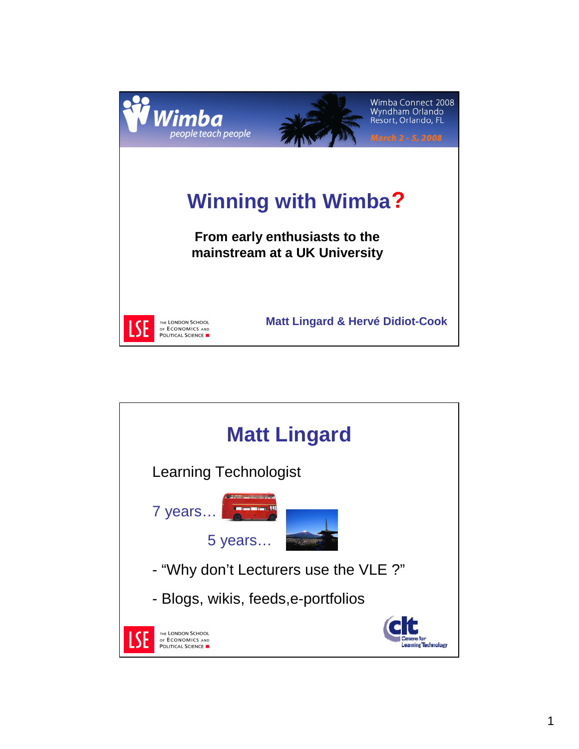Wimba Connect 2008
Wyndham Orlando Resort, Orlando, FL
March 2 - 5, 2008

# Winning with Wimba?

**From early enthusiasts to the mainstream at a UK University**

**Matt Lingard & Hervé Didiot-Cook**

---

# Matt Lingard

Learning Technologist

7 years…

5 years…

- "Why don't Lecturers use the VLE ?"

- Blogs, wikis, feeds,e-portfolios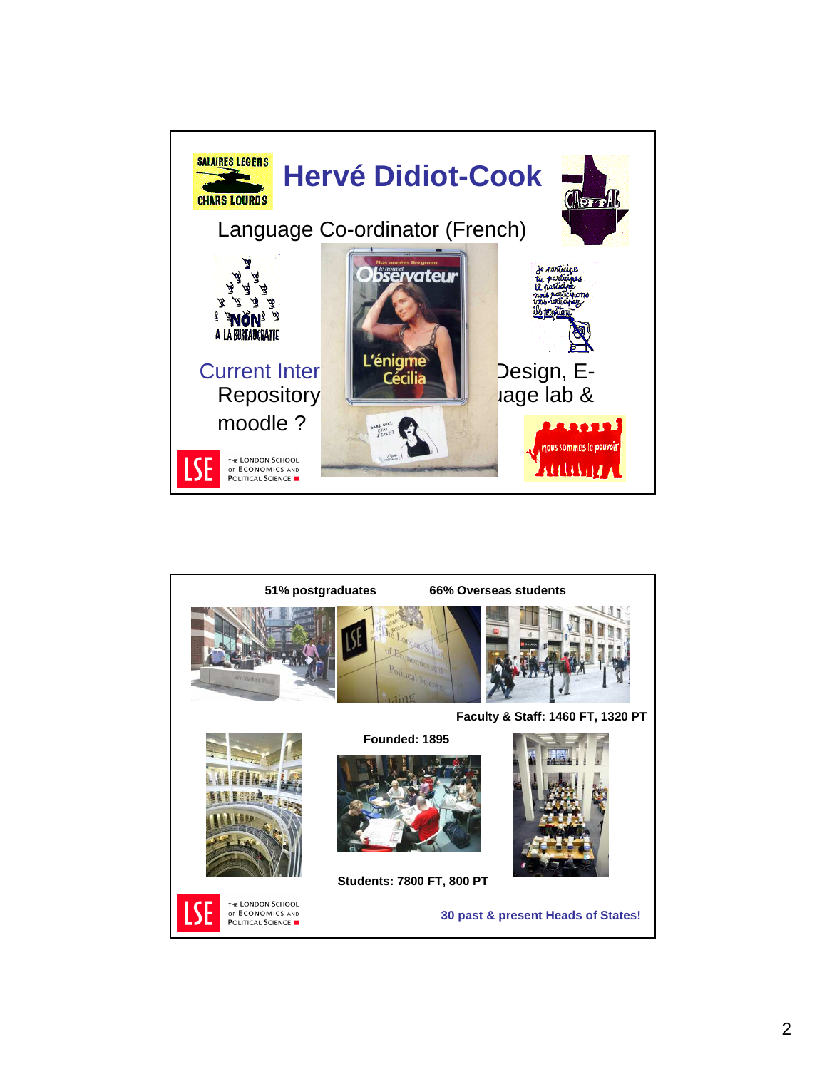## Hervé Didiot-Cook

Language Co-ordinator (French)

SALAIRES LEGERS CHARS LOURDS

NON A LA BUREAUCRATIE

Current Inter... Design, E-... Repository... ...uage lab & moodle ?

THE LONDON SCHOOL OF ECONOMICS AND POLITICAL SCIENCE

---

**51% postgraduates**

**66% Overseas students**

**Faculty & Staff: 1460 FT, 1320 PT**

**Founded: 1895**

**Students: 7800 FT, 800 PT**

**30 past & present Heads of States!**

THE LONDON SCHOOL OF ECONOMICS AND POLITICAL SCIENCE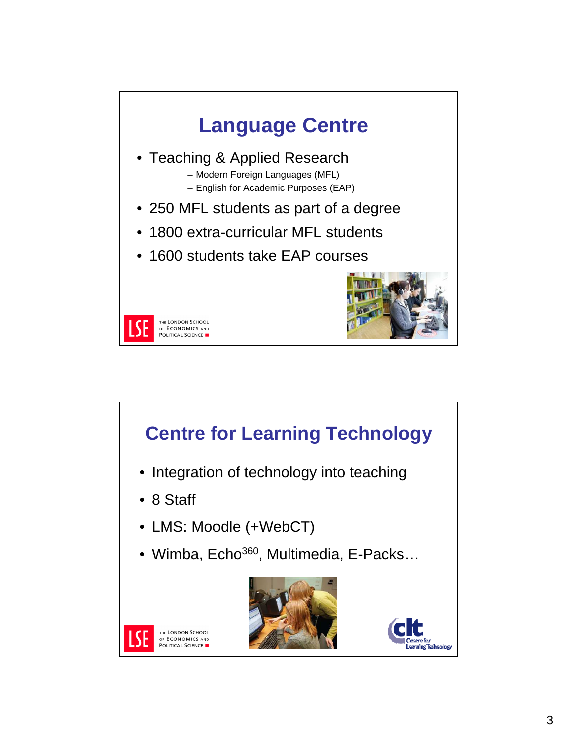## Language Centre

- Teaching & Applied Research
  - Modern Foreign Languages (MFL)
  - English for Academic Purposes (EAP)
- 250 MFL students as part of a degree
- 1800 extra-curricular MFL students
- 1600 students take EAP courses

THE LONDON SCHOOL OF ECONOMICS AND POLITICAL SCIENCE

## Centre for Learning Technology

- Integration of technology into teaching
- 8 Staff
- LMS: Moodle (+WebCT)
- Wimba, Echo$^{360}$, Multimedia, E-Packs…

THE LONDON SCHOOL OF ECONOMICS AND POLITICAL SCIENCE

clt Centre for Learning Technology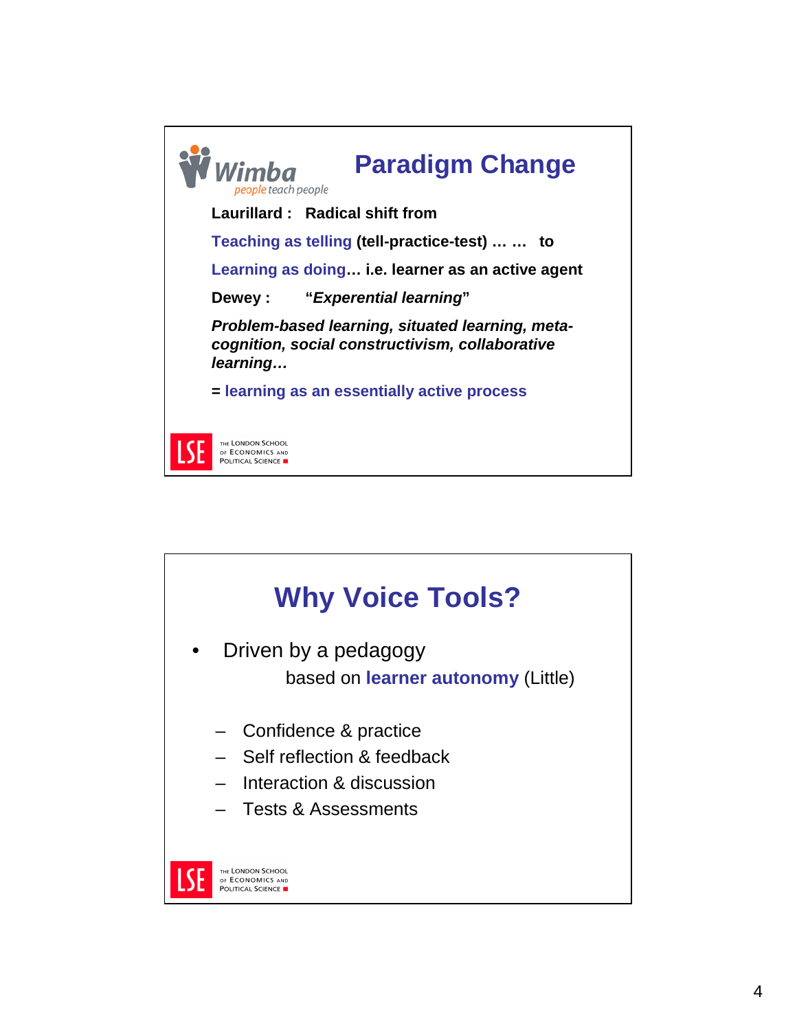## Paradigm Change

**Laurillard : Radical shift from**

**Teaching as telling (tell-practice-test) … … to**

**Learning as doing… i.e. learner as an active agent**

**Dewey : "*Experiential learning*"**

***Problem-based learning, situated learning, meta-cognition, social constructivism, collaborative learning…***

**= learning as an essentially active process**

## Why Voice Tools?

- Driven by a pedagogy

  based on **learner autonomy** (Little)

  - Confidence & practice
  - Self reflection & feedback
  - Interaction & discussion
  - Tests & Assessments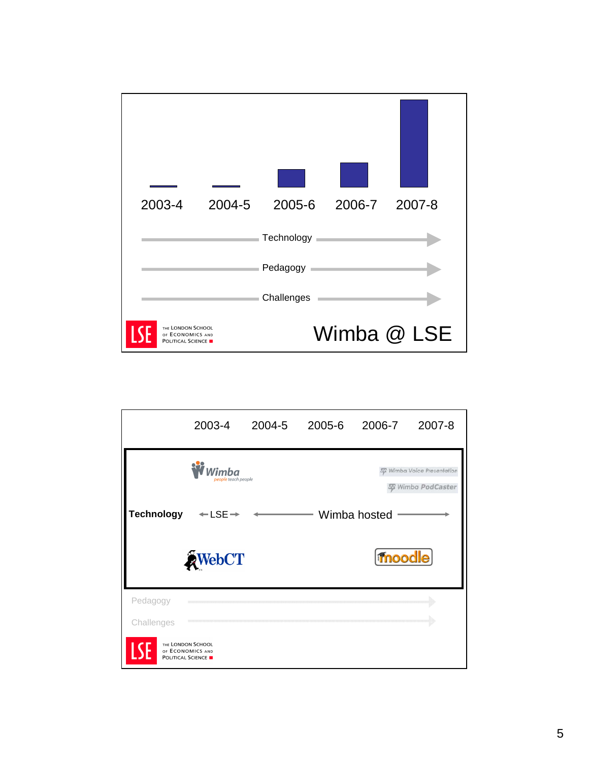2003-4 2004-5 2005-6 2006-7 2007-8

Technology

Pedagogy

Challenges

THE LONDON SCHOOL OF ECONOMICS AND POLITICAL SCIENCE

Wimba @ LSE

---

| | 2003-4 | 2004-5 | 2005-6 | 2006-7 | 2007-8 |
|---|---|---|---|---|---|
| Technology | Wimba / LSE / WebCT | Wimba hosted | | | Wimba Voice Presentation / Wimba PodCaster / moodle |
| Pedagogy | | | | | |
| Challenges | | | | | |

THE LONDON SCHOOL OF ECONOMICS AND POLITICAL SCIENCE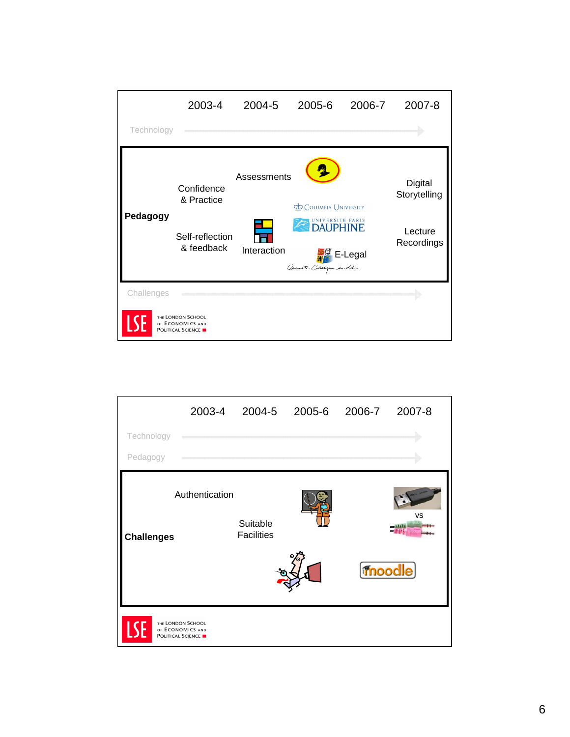| | 2003-4 | 2004-5 | 2005-6 | 2006-7 | 2007-8 |
|---|---|---|---|---|---|

Technology

**Pedagogy**

Confidence & Practice

Self-reflection & feedback

Assessments

Interaction

Columbia University

Université Paris Dauphine

E-Legal

Université Catholique de Lille

Digital Storytelling

Lecture Recordings

Challenges

The London School of Economics and Political Science

| | 2003-4 | 2004-5 | 2005-6 | 2006-7 | 2007-8 |
|---|---|---|---|---|---|

Technology

Pedagogy

**Challenges**

Authentication

Suitable Facilities

vs

moodle

The London School of Economics and Political Science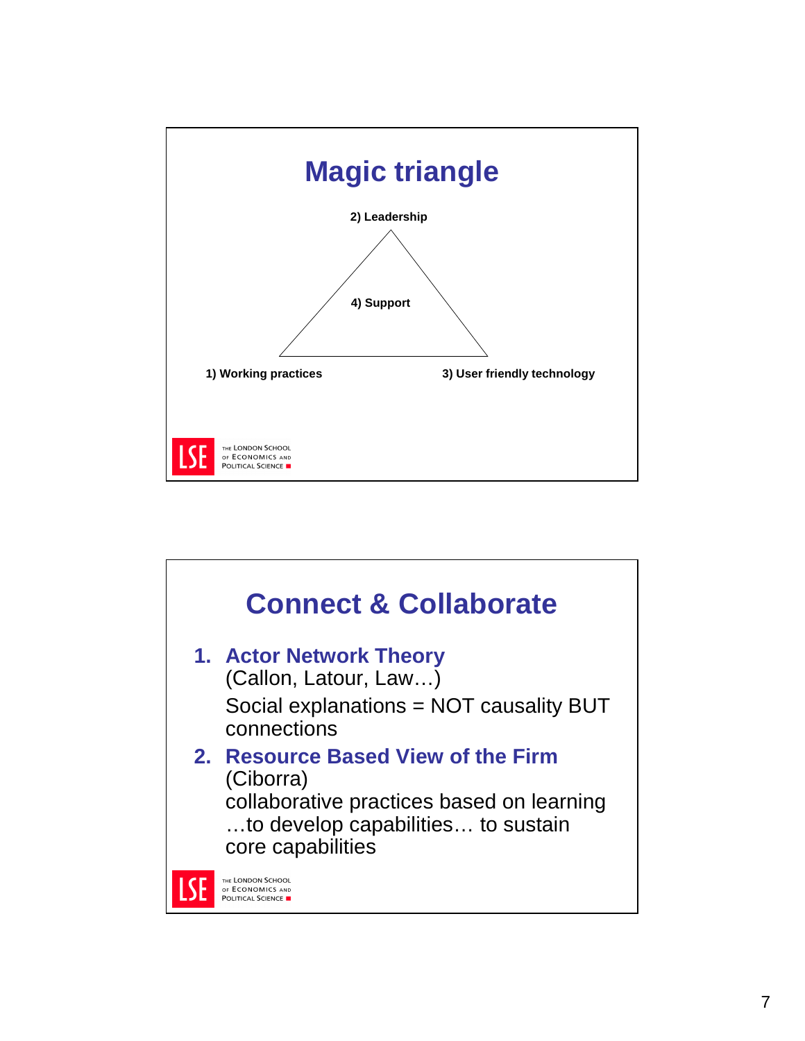## Magic triangle

2) Leadership

4) Support

1) Working practices

3) User friendly technology

## Connect & Collaborate

1. **Actor Network Theory**
   (Callon, Latour, Law…)
   Social explanations = NOT causality BUT connections
2. **Resource Based View of the Firm**
   (Ciborra)
   collaborative practices based on learning …to develop capabilities… to sustain core capabilities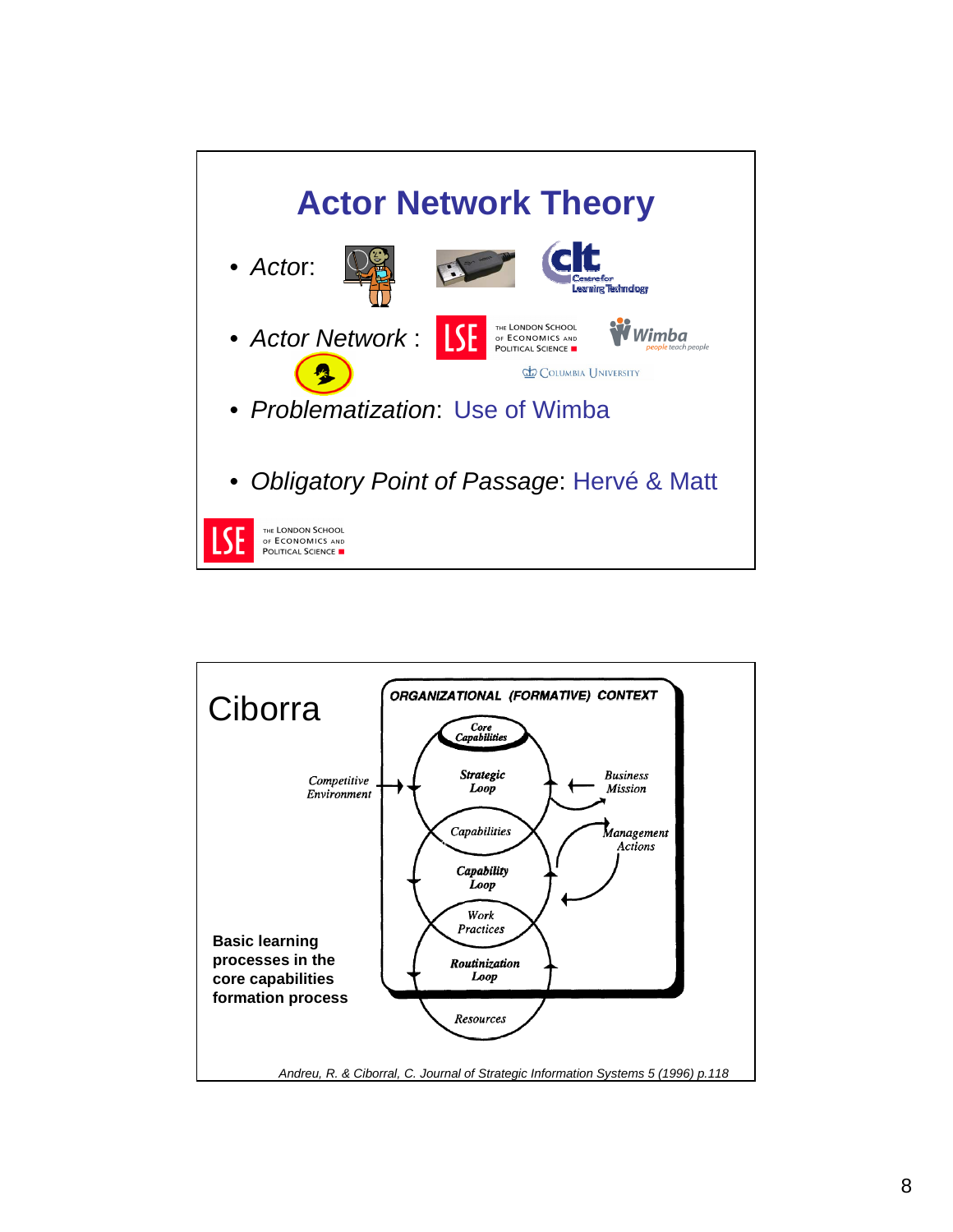# Actor Network Theory

- *Actor*:
- *Actor Network* :
- *Problematization*: Use of Wimba
- *Obligatory Point of Passage*: Hervé & Matt

---

# Ciborra

ORGANIZATIONAL (FORMATIVE) CONTEXT

Core Capabilities

Competitive Environment

Strategic Loop

Business Mission

Capabilities

Management Actions

Capability Loop

Work Practices

Routinization Loop

Resources

**Basic learning processes in the core capabilities formation process**

*Andreu, R. & Ciborral, C. Journal of Strategic Information Systems 5 (1996) p.118*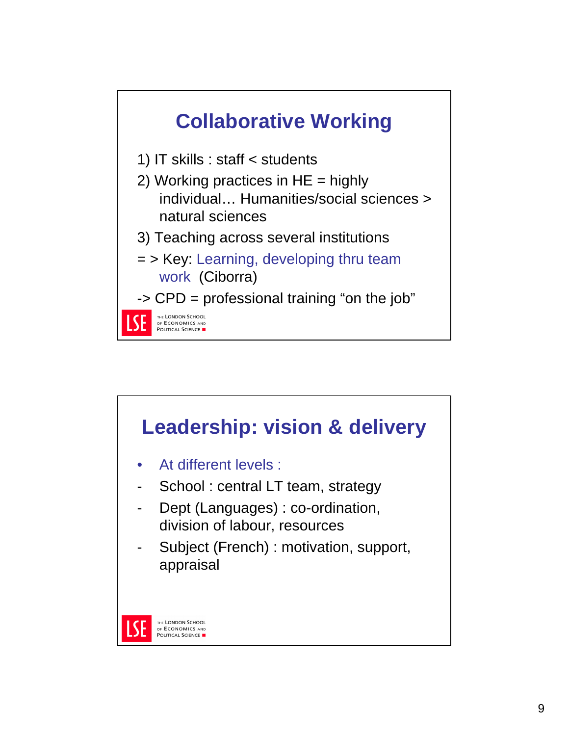## Collaborative Working

1) IT skills : staff < students
2) Working practices in HE = highly individual… Humanities/social sciences > natural sciences
3) Teaching across several institutions

= > Key: Learning, developing thru team work (Ciborra)

-> CPD = professional training "on the job"

THE LONDON SCHOOL OF ECONOMICS AND POLITICAL SCIENCE

## Leadership: vision & delivery

- At different levels :
- School : central LT team, strategy
- Dept (Languages) : co-ordination, division of labour, resources
- Subject (French) : motivation, support, appraisal

THE LONDON SCHOOL OF ECONOMICS AND POLITICAL SCIENCE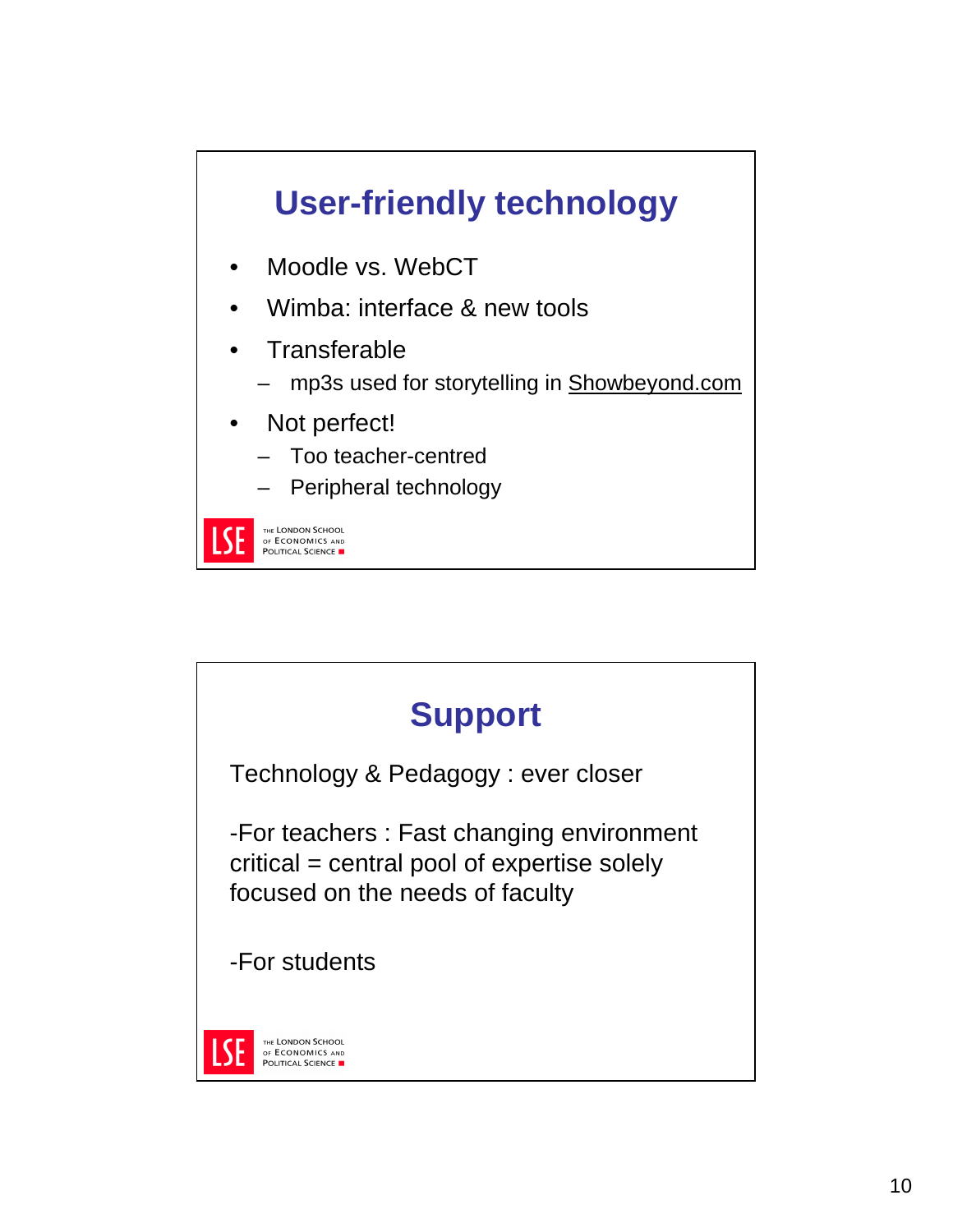## User-friendly technology

- Moodle vs. WebCT
- Wimba: interface & new tools
- Transferable
  - mp3s used for storytelling in Showbeyond.com
- Not perfect!
  - Too teacher-centred
  - Peripheral technology

## Support

Technology & Pedagogy : ever closer

-For teachers : Fast changing environment critical = central pool of expertise solely focused on the needs of faculty

-For students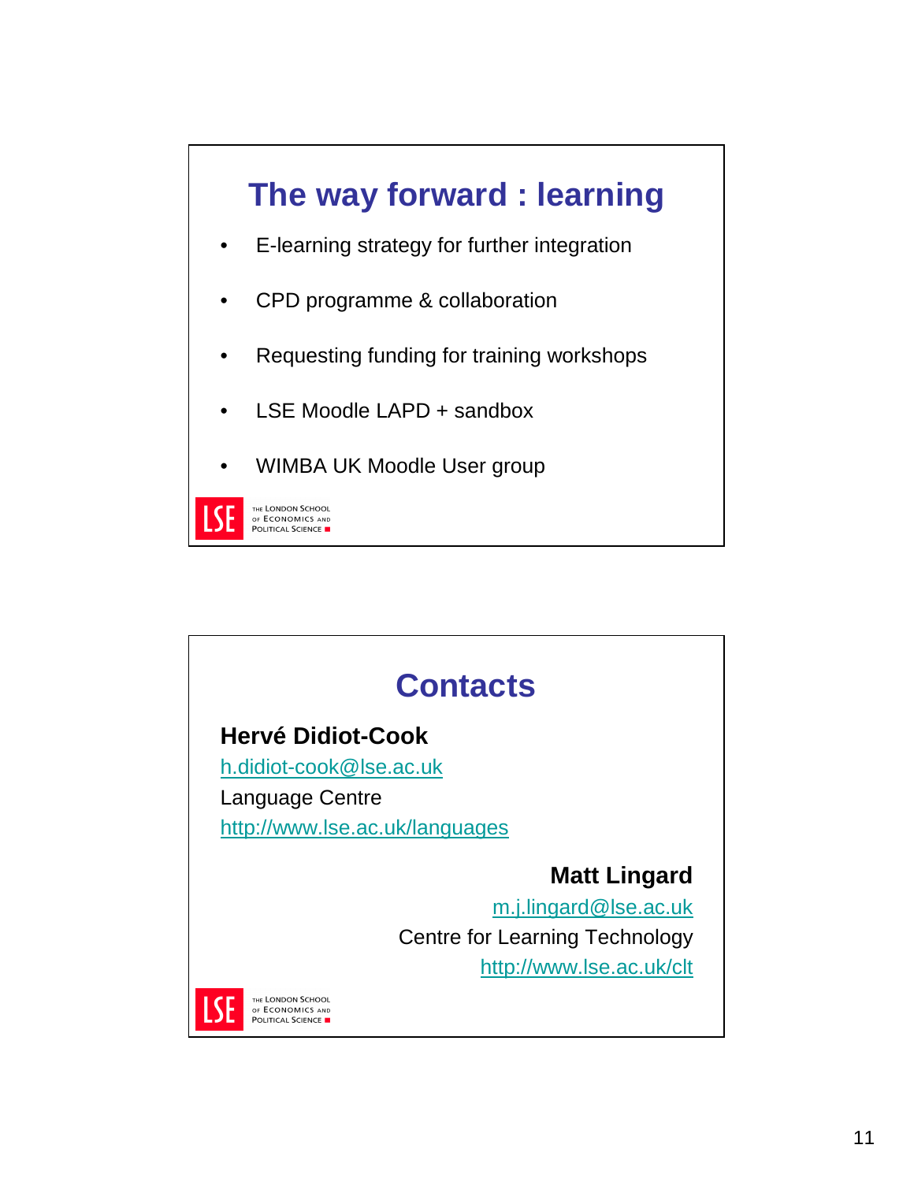## The way forward : learning

- E-learning strategy for further integration
- CPD programme & collaboration
- Requesting funding for training workshops
- LSE Moodle LAPD + sandbox
- WIMBA UK Moodle User group

LSE THE LONDON SCHOOL OF ECONOMICS AND POLITICAL SCIENCE

## Contacts

**Hervé Didiot-Cook**

h.didiot-cook@lse.ac.uk

Language Centre

http://www.lse.ac.uk/languages

**Matt Lingard**

m.j.lingard@lse.ac.uk

Centre for Learning Technology

http://www.lse.ac.uk/clt

LSE THE LONDON SCHOOL OF ECONOMICS AND POLITICAL SCIENCE